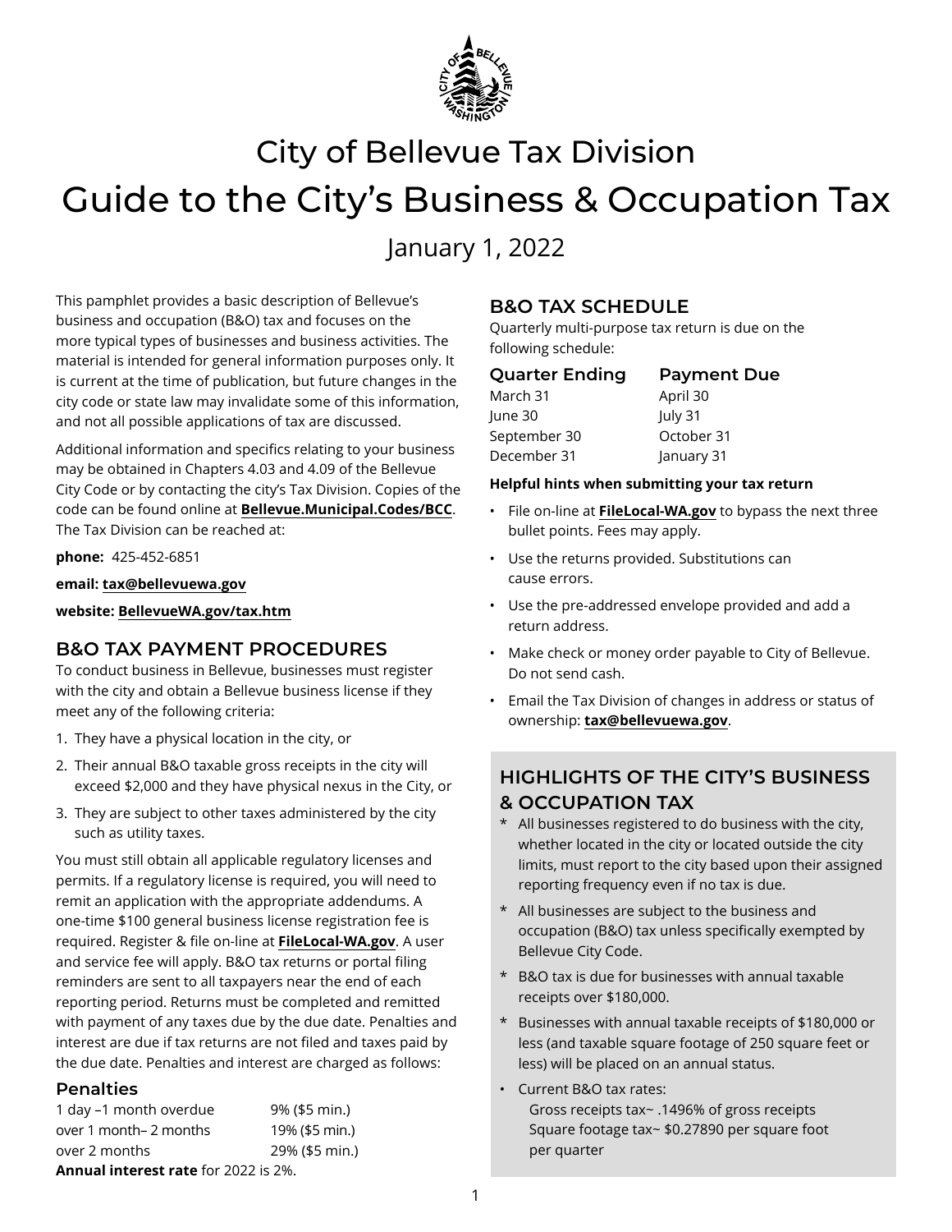# City of Bellevue Tax Division

# Guide to the City's Business & Occupation Tax

January 1, 2022

This pamphlet provides a basic description of Bellevue's business and occupation (B&O) tax and focuses on the more typical types of businesses and business activities. The material is intended for general information purposes only. It is current at the time of publication, but future changes in the city code or state law may invalidate some of this information, and not all possible applications of tax are discussed.

Additional information and specifics relating to your business may be obtained in Chapters 4.03 and 4.09 of the Bellevue City Code or by contacting the city's Tax Division. Copies of the code can be found online at **Bellevue.Municipal.Codes/BCC**. The Tax Division can be reached at:

**phone:** 425-452-6851

**email: tax@bellevuewa.gov**

**website: BellevueWA.gov/tax.htm**

## B&O TAX PAYMENT PROCEDURES

To conduct business in Bellevue, businesses must register with the city and obtain a Bellevue business license if they meet any of the following criteria:

1. They have a physical location in the city, or
2. Their annual B&O taxable gross receipts in the city will exceed $2,000 and they have physical nexus in the City, or
3. They are subject to other taxes administered by the city such as utility taxes.

You must still obtain all applicable regulatory licenses and permits. If a regulatory license is required, you will need to remit an application with the appropriate addendums. A one-time $100 general business license registration fee is required. Register & file on-line at **FileLocal-WA.gov**. A user and service fee will apply. B&O tax returns or portal filing reminders are sent to all taxpayers near the end of each reporting period. Returns must be completed and remitted with payment of any taxes due by the due date. Penalties and interest are due if tax returns are not filed and taxes paid by the due date. Penalties and interest are charged as follows:

### Penalties

| | |
|---|---|
| 1 day –1 month overdue | 9% ($5 min.) |
| over 1 month– 2 months | 19% ($5 min.) |
| over 2 months | 29% ($5 min.) |

**Annual interest rate** for 2022 is 2%.

## B&O TAX SCHEDULE

Quarterly multi-purpose tax return is due on the following schedule:

| Quarter Ending | Payment Due |
|---|---|
| March 31 | April 30 |
| June 30 | July 31 |
| September 30 | October 31 |
| December 31 | January 31 |

**Helpful hints when submitting your tax return**

- File on-line at **FileLocal-WA.gov** to bypass the next three bullet points. Fees may apply.
- Use the returns provided. Substitutions can cause errors.
- Use the pre-addressed envelope provided and add a return address.
- Make check or money order payable to City of Bellevue. Do not send cash.
- Email the Tax Division of changes in address or status of ownership: **tax@bellevuewa.gov**.

## HIGHLIGHTS OF THE CITY'S BUSINESS & OCCUPATION TAX

\* All businesses registered to do business with the city, whether located in the city or located outside the city limits, must report to the city based upon their assigned reporting frequency even if no tax is due.

\* All businesses are subject to the business and occupation (B&O) tax unless specifically exempted by Bellevue City Code.

\* B&O tax is due for businesses with annual taxable receipts over $180,000.

\* Businesses with annual taxable receipts of $180,000 or less (and taxable square footage of 250 square feet or less) will be placed on an annual status.

- Current B&O tax rates:
  Gross receipts tax~ .1496% of gross receipts
  Square footage tax~ $0.27890 per square foot per quarter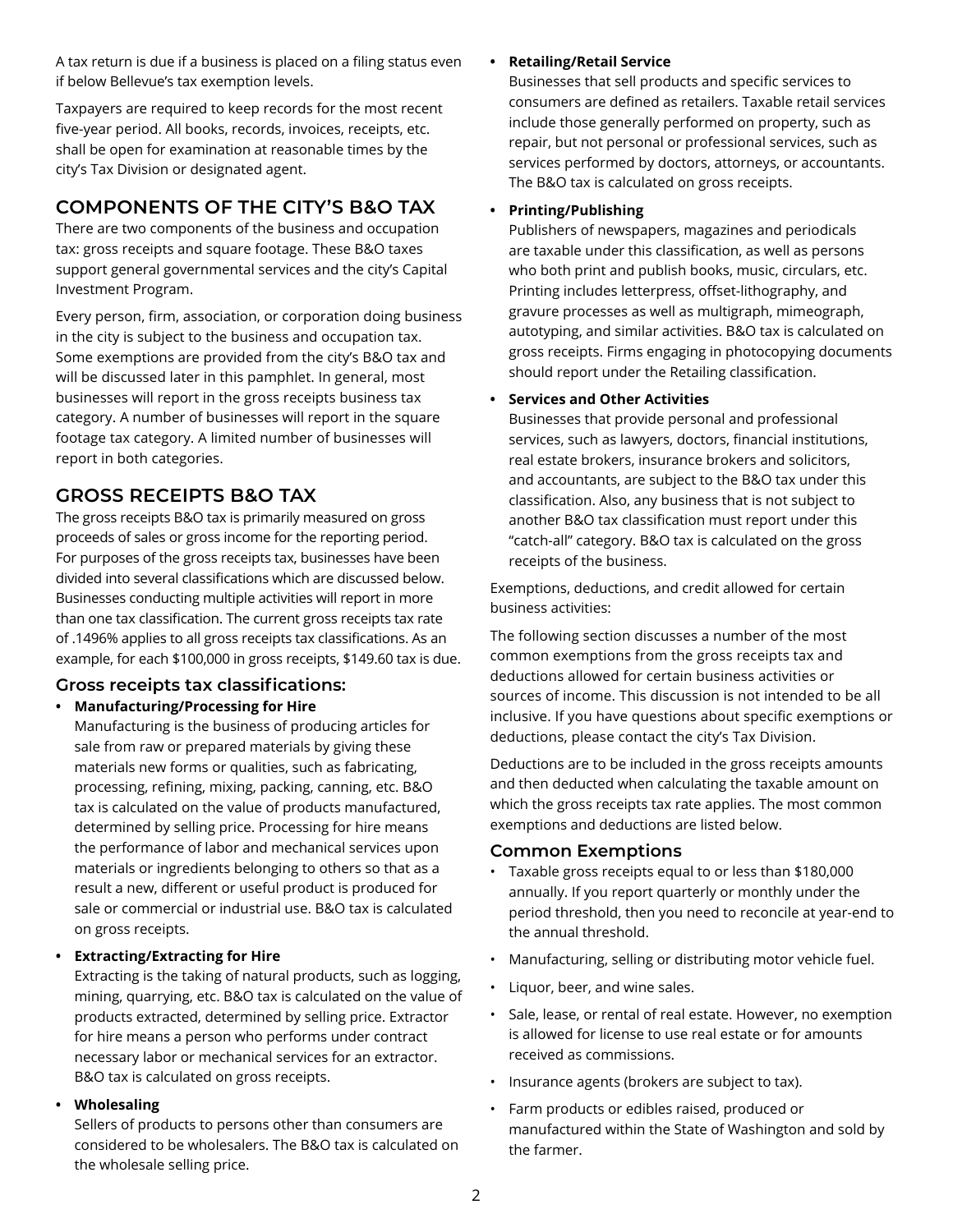A tax return is due if a business is placed on a filing status even if below Bellevue's tax exemption levels.

Taxpayers are required to keep records for the most recent five-year period. All books, records, invoices, receipts, etc. shall be open for examination at reasonable times by the city's Tax Division or designated agent.

## COMPONENTS OF THE CITY'S B&O TAX

There are two components of the business and occupation tax: gross receipts and square footage. These B&O taxes support general governmental services and the city's Capital Investment Program.

Every person, firm, association, or corporation doing business in the city is subject to the business and occupation tax. Some exemptions are provided from the city's B&O tax and will be discussed later in this pamphlet. In general, most businesses will report in the gross receipts business tax category. A number of businesses will report in the square footage tax category. A limited number of businesses will report in both categories.

## GROSS RECEIPTS B&O TAX

The gross receipts B&O tax is primarily measured on gross proceeds of sales or gross income for the reporting period. For purposes of the gross receipts tax, businesses have been divided into several classifications which are discussed below. Businesses conducting multiple activities will report in more than one tax classification. The current gross receipts tax rate of .1496% applies to all gross receipts tax classifications. As an example, for each $100,000 in gross receipts, $149.60 tax is due.

### Gross receipts tax classifications:

- **Manufacturing/Processing for Hire**
  Manufacturing is the business of producing articles for sale from raw or prepared materials by giving these materials new forms or qualities, such as fabricating, processing, refining, mixing, packing, canning, etc. B&O tax is calculated on the value of products manufactured, determined by selling price. Processing for hire means the performance of labor and mechanical services upon materials or ingredients belonging to others so that as a result a new, different or useful product is produced for sale or commercial or industrial use. B&O tax is calculated on gross receipts.

- **Extracting/Extracting for Hire**
  Extracting is the taking of natural products, such as logging, mining, quarrying, etc. B&O tax is calculated on the value of products extracted, determined by selling price. Extractor for hire means a person who performs under contract necessary labor or mechanical services for an extractor. B&O tax is calculated on gross receipts.

- **Wholesaling**
  Sellers of products to persons other than consumers are considered to be wholesalers. The B&O tax is calculated on the wholesale selling price.

- **Retailing/Retail Service**
  Businesses that sell products and specific services to consumers are defined as retailers. Taxable retail services include those generally performed on property, such as repair, but not personal or professional services, such as services performed by doctors, attorneys, or accountants. The B&O tax is calculated on gross receipts.

- **Printing/Publishing**
  Publishers of newspapers, magazines and periodicals are taxable under this classification, as well as persons who both print and publish books, music, circulars, etc. Printing includes letterpress, offset-lithography, and gravure processes as well as multigraph, mimeograph, autotyping, and similar activities. B&O tax is calculated on gross receipts. Firms engaging in photocopying documents should report under the Retailing classification.

- **Services and Other Activities**
  Businesses that provide personal and professional services, such as lawyers, doctors, financial institutions, real estate brokers, insurance brokers and solicitors, and accountants, are subject to the B&O tax under this classification. Also, any business that is not subject to another B&O tax classification must report under this "catch-all" category. B&O tax is calculated on the gross receipts of the business.

Exemptions, deductions, and credit allowed for certain business activities:

The following section discusses a number of the most common exemptions from the gross receipts tax and deductions allowed for certain business activities or sources of income. This discussion is not intended to be all inclusive. If you have questions about specific exemptions or deductions, please contact the city's Tax Division.

Deductions are to be included in the gross receipts amounts and then deducted when calculating the taxable amount on which the gross receipts tax rate applies. The most common exemptions and deductions are listed below.

### Common Exemptions

- Taxable gross receipts equal to or less than $180,000 annually. If you report quarterly or monthly under the period threshold, then you need to reconcile at year-end to the annual threshold.
- Manufacturing, selling or distributing motor vehicle fuel.
- Liquor, beer, and wine sales.
- Sale, lease, or rental of real estate. However, no exemption is allowed for license to use real estate or for amounts received as commissions.
- Insurance agents (brokers are subject to tax).
- Farm products or edibles raised, produced or manufactured within the State of Washington and sold by the farmer.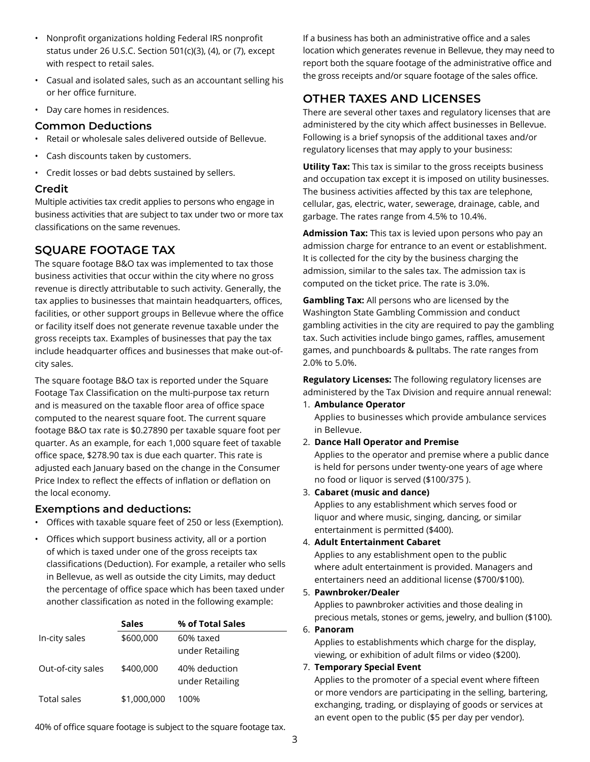- Nonprofit organizations holding Federal IRS nonprofit status under 26 U.S.C. Section 501(c)(3), (4), or (7), except with respect to retail sales.
- Casual and isolated sales, such as an accountant selling his or her office furniture.
- Day care homes in residences.

### Common Deductions

- Retail or wholesale sales delivered outside of Bellevue.
- Cash discounts taken by customers.
- Credit losses or bad debts sustained by sellers.

### Credit

Multiple activities tax credit applies to persons who engage in business activities that are subject to tax under two or more tax classifications on the same revenues.

## SQUARE FOOTAGE TAX

The square footage B&O tax was implemented to tax those business activities that occur within the city where no gross revenue is directly attributable to such activity. Generally, the tax applies to businesses that maintain headquarters, offices, facilities, or other support groups in Bellevue where the office or facility itself does not generate revenue taxable under the gross receipts tax. Examples of businesses that pay the tax include headquarter offices and businesses that make out-of-city sales.

The square footage B&O tax is reported under the Square Footage Tax Classification on the multi-purpose tax return and is measured on the taxable floor area of office space computed to the nearest square foot. The current square footage B&O tax rate is $0.27890 per taxable square foot per quarter. As an example, for each 1,000 square feet of taxable office space, $278.90 tax is due each quarter. This rate is adjusted each January based on the change in the Consumer Price Index to reflect the effects of inflation or deflation on the local economy.

### Exemptions and deductions:

- Offices with taxable square feet of 250 or less (Exemption).
- Offices which support business activity, all or a portion of which is taxed under one of the gross receipts tax classifications (Deduction). For example, a retailer who sells in Bellevue, as well as outside the city Limits, may deduct the percentage of office space which has been taxed under another classification as noted in the following example:

| | Sales | % of Total Sales |
|---|---|---|
| In-city sales | $600,000 | 60% taxed under Retailing |
| Out-of-city sales | $400,000 | 40% deduction under Retailing |
| Total sales | $1,000,000 | 100% |

40% of office square footage is subject to the square footage tax.

If a business has both an administrative office and a sales location which generates revenue in Bellevue, they may need to report both the square footage of the administrative office and the gross receipts and/or square footage of the sales office.

## OTHER TAXES AND LICENSES

There are several other taxes and regulatory licenses that are administered by the city which affect businesses in Bellevue. Following is a brief synopsis of the additional taxes and/or regulatory licenses that may apply to your business:

**Utility Tax:** This tax is similar to the gross receipts business and occupation tax except it is imposed on utility businesses. The business activities affected by this tax are telephone, cellular, gas, electric, water, sewerage, drainage, cable, and garbage. The rates range from 4.5% to 10.4%.

**Admission Tax:** This tax is levied upon persons who pay an admission charge for entrance to an event or establishment. It is collected for the city by the business charging the admission, similar to the sales tax. The admission tax is computed on the ticket price. The rate is 3.0%.

**Gambling Tax:** All persons who are licensed by the Washington State Gambling Commission and conduct gambling activities in the city are required to pay the gambling tax. Such activities include bingo games, raffles, amusement games, and punchboards & pulltabs. The rate ranges from 2.0% to 5.0%.

**Regulatory Licenses:** The following regulatory licenses are administered by the Tax Division and require annual renewal:

1. **Ambulance Operator**
   Applies to businesses which provide ambulance services in Bellevue.
2. **Dance Hall Operator and Premise**
   Applies to the operator and premise where a public dance is held for persons under twenty-one years of age where no food or liquor is served ($100/375 ).
3. **Cabaret (music and dance)**
   Applies to any establishment which serves food or liquor and where music, singing, dancing, or similar entertainment is permitted ($400).
4. **Adult Entertainment Cabaret**
   Applies to any establishment open to the public where adult entertainment is provided. Managers and entertainers need an additional license ($700/$100).
5. **Pawnbroker/Dealer**
   Applies to pawnbroker activities and those dealing in precious metals, stones or gems, jewelry, and bullion ($100).
6. **Panoram**
   Applies to establishments which charge for the display, viewing, or exhibition of adult films or video ($200).
7. **Temporary Special Event**
   Applies to the promoter of a special event where fifteen or more vendors are participating in the selling, bartering, exchanging, trading, or displaying of goods or services at an event open to the public ($5 per day per vendor).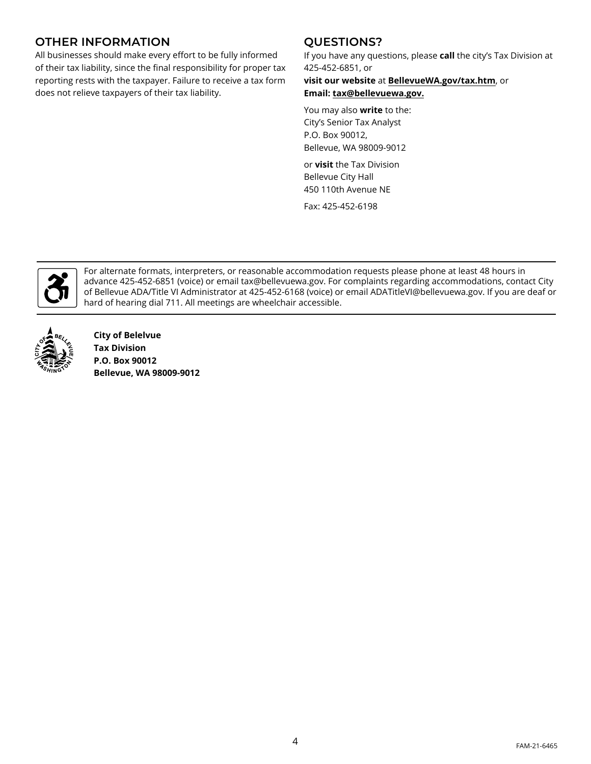## OTHER INFORMATION

All businesses should make every effort to be fully informed of their tax liability, since the final responsibility for proper tax reporting rests with the taxpayer. Failure to receive a tax form does not relieve taxpayers of their tax liability.

## QUESTIONS?

If you have any questions, please **call** the city's Tax Division at 425-452-6851, or

**visit our website** at **BellevueWA.gov/tax.htm**, or

**Email: tax@bellevuewa.gov.**

You may also **write** to the:
City's Senior Tax Analyst
P.O. Box 90012,
Bellevue, WA 98009-9012

or **visit** the Tax Division
Bellevue City Hall
450 110th Avenue NE

Fax: 425-452-6198

For alternate formats, interpreters, or reasonable accommodation requests please phone at least 48 hours in advance 425-452-6851 (voice) or email tax@bellevuewa.gov. For complaints regarding accommodations, contact City of Bellevue ADA/Title VI Administrator at 425-452-6168 (voice) or email ADATitleVI@bellevuewa.gov. If you are deaf or hard of hearing dial 711. All meetings are wheelchair accessible.

**City of Belelvue**
**Tax Division**
**P.O. Box 90012**
**Bellevue, WA 98009-9012**

FAM-21-6465